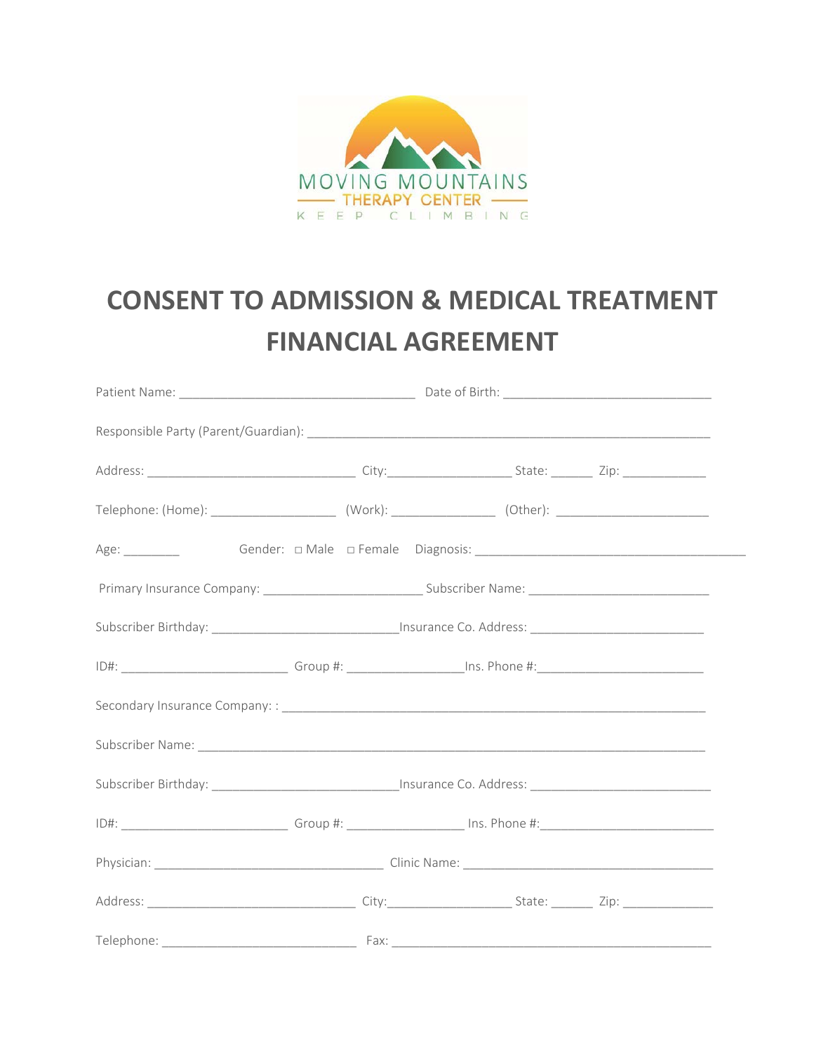MOVING MOUNTAINS
THERAPY CENTER
KEEP CLIMBING

# CONSENT TO ADMISSION & MEDICAL TREATMENT
# FINANCIAL AGREEMENT

Patient Name: _________________________________ Date of Birth: _____________________________

Responsible Party (Parent/Guardian): ________________________________________________________

Address: _____________________________ City:_________________ State: ______ Zip: ____________

Telephone: (Home): _________________ (Work): ______________ (Other): _____________________

Age: ________ Gender: □ Male □ Female Diagnosis: ______________________________________

Primary Insurance Company: ______________________ Subscriber Name: _________________________

Subscriber Birthday: __________________________Insurance Co. Address: ________________________

ID#: _______________________ Group #: ________________Ins. Phone #:_______________________

Secondary Insurance Company: : ___________________________________________________________

Subscriber Name: _______________________________________________________________________

Subscriber Birthday: __________________________Insurance Co. Address: ________________________

ID#: _______________________ Group #: ________________ Ins. Phone #:_______________________

Physician: ________________________________ Clinic Name: _________________________________

Address: _____________________________ City:_________________ State: ______ Zip: ____________

Telephone: ___________________________ Fax: _____________________________________________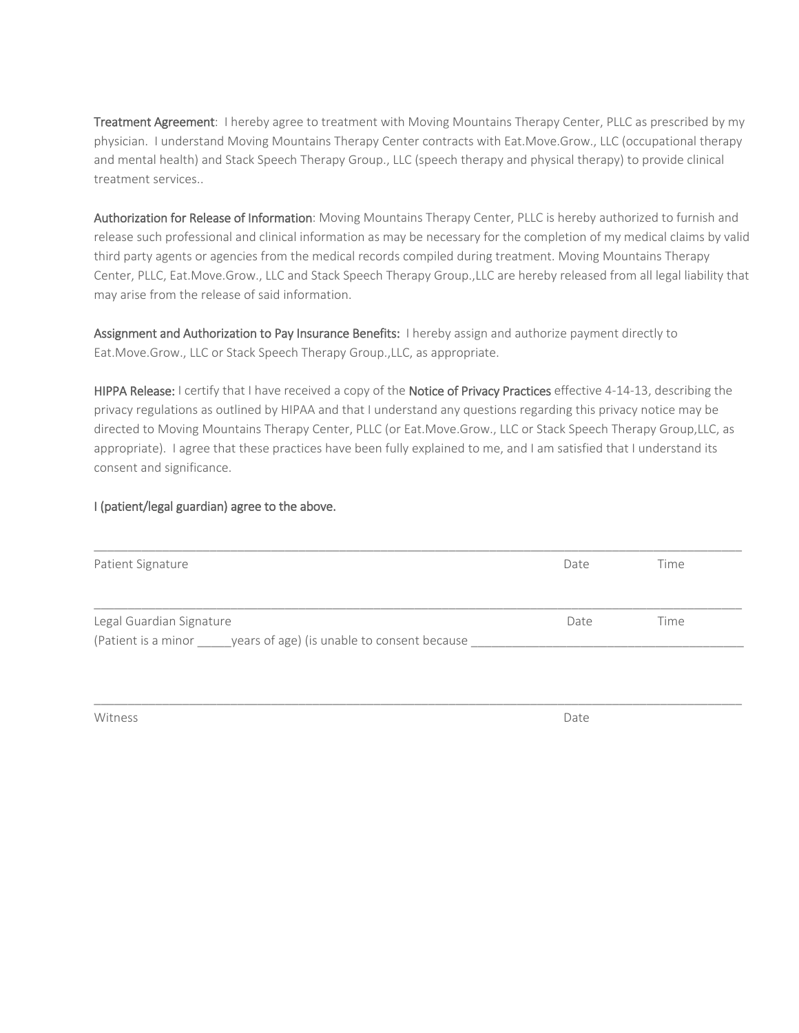**Treatment Agreement**: I hereby agree to treatment with Moving Mountains Therapy Center, PLLC as prescribed by my physician. I understand Moving Mountains Therapy Center contracts with Eat.Move.Grow., LLC (occupational therapy and mental health) and Stack Speech Therapy Group., LLC (speech therapy and physical therapy) to provide clinical treatment services..

**Authorization for Release of Information**: Moving Mountains Therapy Center, PLLC is hereby authorized to furnish and release such professional and clinical information as may be necessary for the completion of my medical claims by valid third party agents or agencies from the medical records compiled during treatment. Moving Mountains Therapy Center, PLLC, Eat.Move.Grow., LLC and Stack Speech Therapy Group.,LLC are hereby released from all legal liability that may arise from the release of said information.

**Assignment and Authorization to Pay Insurance Benefits:** I hereby assign and authorize payment directly to Eat.Move.Grow., LLC or Stack Speech Therapy Group.,LLC, as appropriate.

**HIPPA Release:** I certify that I have received a copy of the **Notice of Privacy Practices** effective 4-14-13, describing the privacy regulations as outlined by HIPAA and that I understand any questions regarding this privacy notice may be directed to Moving Mountains Therapy Center, PLLC (or Eat.Move.Grow., LLC or Stack Speech Therapy Group,LLC, as appropriate). I agree that these practices have been fully explained to me, and I am satisfied that I understand its consent and significance.

**I (patient/legal guardian) agree to the above.**

___________________________________________________________________________________________

Patient Signature Date Time

___________________________________________________________________________________________

Legal Guardian Signature Date Time

(Patient is a minor _____years of age) (is unable to consent because ________________________________________

___________________________________________________________________________________________

Witness Date